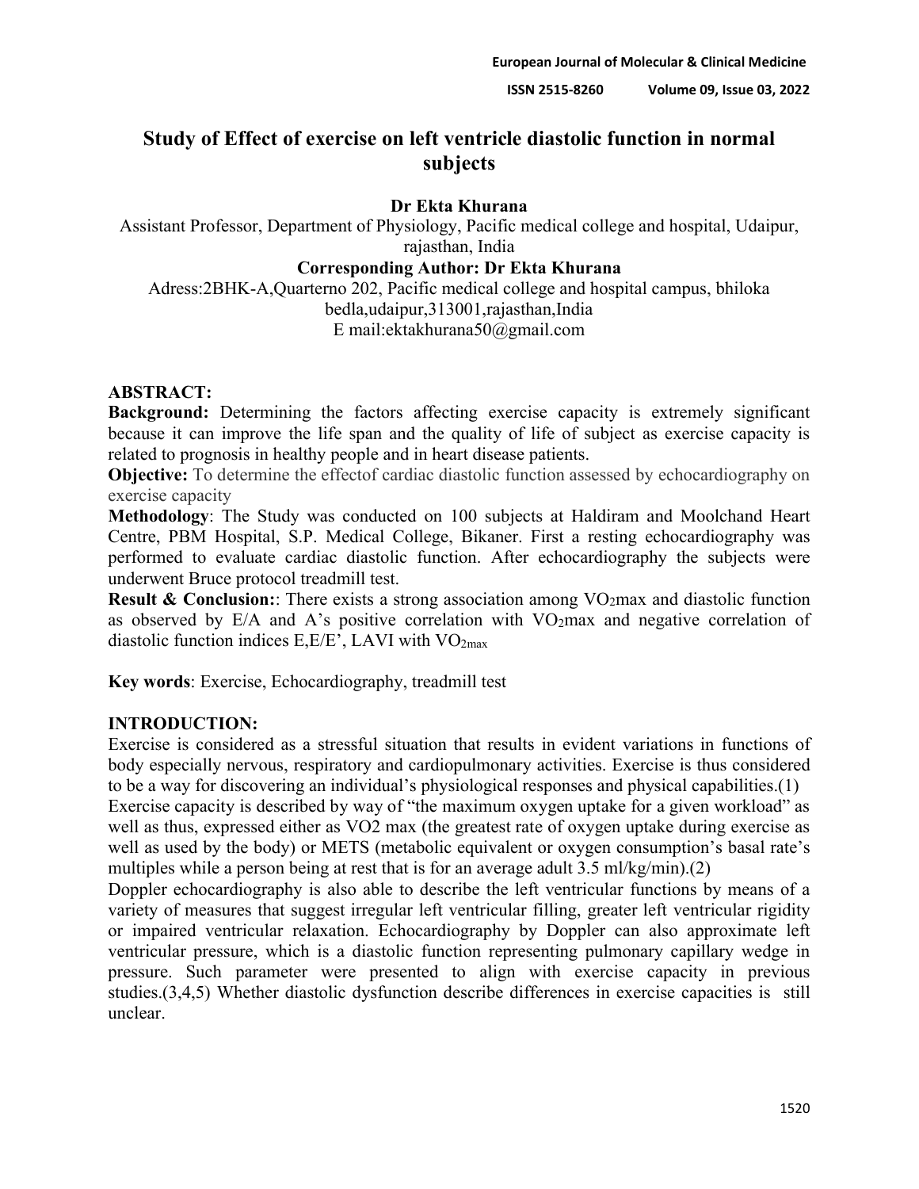# Study of Effect of exercise on left ventricle diastolic function in normal subjects

**Dr Ekta Khurana**

Assistant Professor, Department of Physiology, Pacific medical college and hospital, Udaipur, rajasthan, India

**Corresponding Author: Dr Ekta Khurana**

Adress:2BHK-A,Quarterno 202, Pacific medical college and hospital campus, bhiloka bedla,udaipur,313001,rajasthan,India

E mail:ektakhurana50@gmail.com

## ABSTRACT:

**Background:** Determining the factors affecting exercise capacity is extremely significant because it can improve the life span and the quality of life of subject as exercise capacity is related to prognosis in healthy people and in heart disease patients.

**Objective:** To determine the effectof cardiac diastolic function assessed by echocardiography on exercise capacity

**Methodology**: The Study was conducted on 100 subjects at Haldiram and Moolchand Heart Centre, PBM Hospital, S.P. Medical College, Bikaner. First a resting echocardiography was performed to evaluate cardiac diastolic function. After echocardiography the subjects were underwent Bruce protocol treadmill test.

**Result & Conclusion:**: There exists a strong association among $VO_2$max and diastolic function as observed by E/A and A's positive correlation with $VO_2$max and negative correlation of diastolic function indices E,E/E', LAVI with $VO_{2max}$

**Key words**: Exercise, Echocardiography, treadmill test

## INTRODUCTION:

Exercise is considered as a stressful situation that results in evident variations in functions of body especially nervous, respiratory and cardiopulmonary activities. Exercise is thus considered to be a way for discovering an individual's physiological responses and physical capabilities.(1)

Exercise capacity is described by way of "the maximum oxygen uptake for a given workload" as well as thus, expressed either as VO2 max (the greatest rate of oxygen uptake during exercise as well as used by the body) or METS (metabolic equivalent or oxygen consumption's basal rate's multiples while a person being at rest that is for an average adult 3.5 ml/kg/min).(2)

Doppler echocardiography is also able to describe the left ventricular functions by means of a variety of measures that suggest irregular left ventricular filling, greater left ventricular rigidity or impaired ventricular relaxation. Echocardiography by Doppler can also approximate left ventricular pressure, which is a diastolic function representing pulmonary capillary wedge in pressure. Such parameter were presented to align with exercise capacity in previous studies.(3,4,5) Whether diastolic dysfunction describe differences in exercise capacities is still unclear.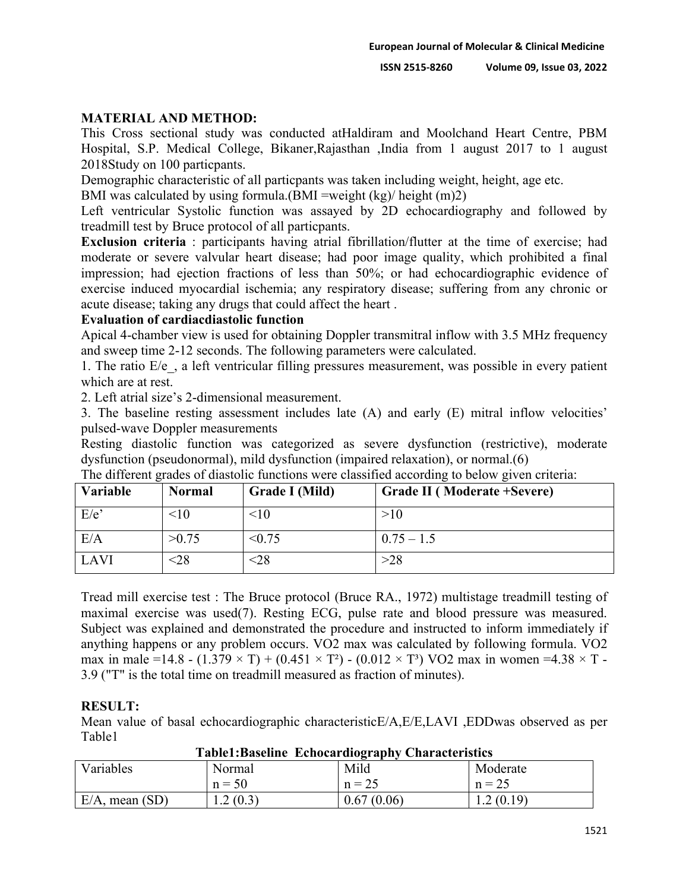## MATERIAL AND METHOD:

This Cross sectional study was conducted atHaldiram and Moolchand Heart Centre, PBM Hospital, S.P. Medical College, Bikaner,Rajasthan ,India from 1 august 2017 to 1 august 2018Study on 100 particpants.

Demographic characteristic of all particpants was taken including weight, height, age etc.

BMI was calculated by using formula.(BMI =weight (kg)/ height (m)2)

Left ventricular Systolic function was assayed by 2D echocardiography and followed by treadmill test by Bruce protocol of all particpants.

**Exclusion criteria** : participants having atrial fibrillation/flutter at the time of exercise; had moderate or severe valvular heart disease; had poor image quality, which prohibited a final impression; had ejection fractions of less than 50%; or had echocardiographic evidence of exercise induced myocardial ischemia; any respiratory disease; suffering from any chronic or acute disease; taking any drugs that could affect the heart .

**Evaluation of cardiacdiastolic function**

Apical 4-chamber view is used for obtaining Doppler transmitral inflow with 3.5 MHz frequency and sweep time 2-12 seconds. The following parameters were calculated.

1. The ratio E/e_, a left ventricular filling pressures measurement, was possible in every patient which are at rest.
2. Left atrial size's 2-dimensional measurement.
3. The baseline resting assessment includes late (A) and early (E) mitral inflow velocities' pulsed-wave Doppler measurements

Resting diastolic function was categorized as severe dysfunction (restrictive), moderate dysfunction (pseudonormal), mild dysfunction (impaired relaxation), or normal.(6)

The different grades of diastolic functions were classified according to below given criteria:

| Variable | Normal | Grade I (Mild) | Grade II ( Moderate +Severe) |
|---|---|---|---|
| E/e' | <10 | <10 | >10 |
| E/A | >0.75 | <0.75 | 0.75 – 1.5 |
| LAVI | <28 | <28 | >28 |

Tread mill exercise test : The Bruce protocol (Bruce RA., 1972) multistage treadmill testing of maximal exercise was used(7). Resting ECG, pulse rate and blood pressure was measured. Subject was explained and demonstrated the procedure and instructed to inform immediately if anything happens or any problem occurs. VO2 max was calculated by following formula. VO2 max in male $=14.8 - (1.379 \times T) + (0.451 \times T^2) - (0.012 \times T^3)$ VO2 max in women $=4.38 \times T - 3.9$ ("T" is the total time on treadmill measured as fraction of minutes).

## RESULT:

Mean value of basal echocardiographic characteristicE/A,E/E,LAVI ,EDDwas observed as per Table1

**Table1:Baseline Echocardiography Characteristics**

| Variables | Normal n = 50 | Mild n = 25 | Moderate n = 25 |
|---|---|---|---|
| E/A, mean (SD) | 1.2 (0.3) | 0.67 (0.06) | 1.2 (0.19) |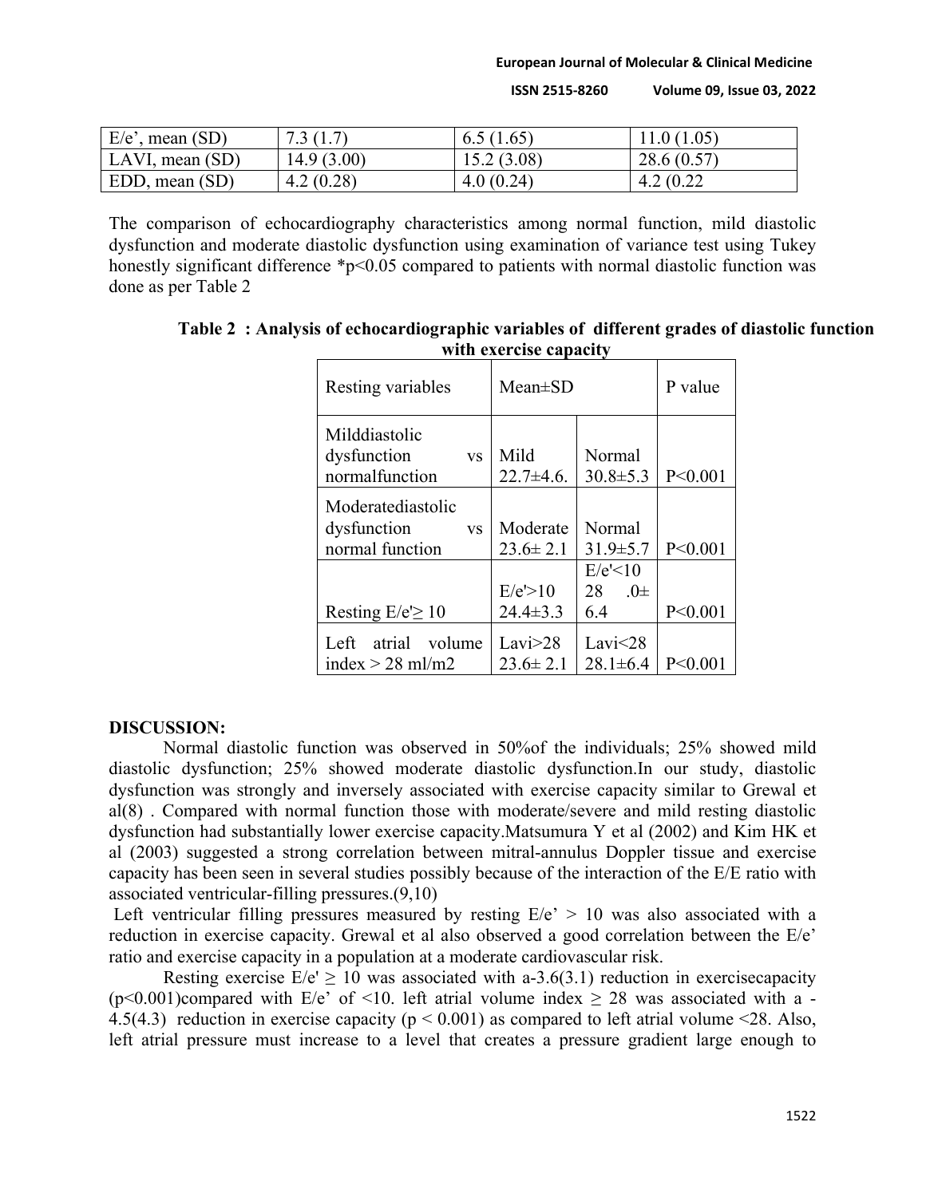| E/e', mean (SD) | 7.3 (1.7) | 6.5 (1.65) | 11.0 (1.05) |
|---|---|---|---|
| LAVI, mean (SD) | 14.9 (3.00) | 15.2 (3.08) | 28.6 (0.57) |
| EDD, mean (SD) | 4.2 (0.28) | 4.0 (0.24) | 4.2 (0.22 |

The comparison of echocardiography characteristics among normal function, mild diastolic dysfunction and moderate diastolic dysfunction using examination of variance test using Tukey honestly significant difference *p<0.05 compared to patients with normal diastolic function was done as per Table 2

**Table 2 : Analysis of echocardiographic variables of different grades of diastolic function with exercise capacity**

| Resting variables | Mean±SD | | P value |
|---|---|---|---|
| Milddiastolic dysfunction vs normalfunction | Mild 22.7±4.6. | Normal 30.8±5.3 | P<0.001 |
| Moderatediastolic dysfunction vs normal function | Moderate 23.6± 2.1 | Normal 31.9±5.7 | P<0.001 |
| Resting E/e'≥ 10 | E/e'>10 24.4±3.3 | E/e'<10 28 .0± 6.4 | P<0.001 |
| Left atrial volume index > 28 ml/m2 | Lavi>28 23.6± 2.1 | Lavi<28 28.1±6.4 | P<0.001 |

**DISCUSSION:**

Normal diastolic function was observed in 50%of the individuals; 25% showed mild diastolic dysfunction; 25% showed moderate diastolic dysfunction.In our study, diastolic dysfunction was strongly and inversely associated with exercise capacity similar to Grewal et al(8) . Compared with normal function those with moderate/severe and mild resting diastolic dysfunction had substantially lower exercise capacity.Matsumura Y et al (2002) and Kim HK et al (2003) suggested a strong correlation between mitral-annulus Doppler tissue and exercise capacity has been seen in several studies possibly because of the interaction of the E/E ratio with associated ventricular-filling pressures.(9,10)

Left ventricular filling pressures measured by resting E/e' > 10 was also associated with a reduction in exercise capacity. Grewal et al also observed a good correlation between the E/e' ratio and exercise capacity in a population at a moderate cardiovascular risk.

Resting exercise E/e' ≥ 10 was associated with a-3.6(3.1) reduction in exercisecapacity (p<0.001)compared with E/e' of <10. left atrial volume index ≥ 28 was associated with a -4.5(4.3) reduction in exercise capacity (p < 0.001) as compared to left atrial volume <28. Also, left atrial pressure must increase to a level that creates a pressure gradient large enough to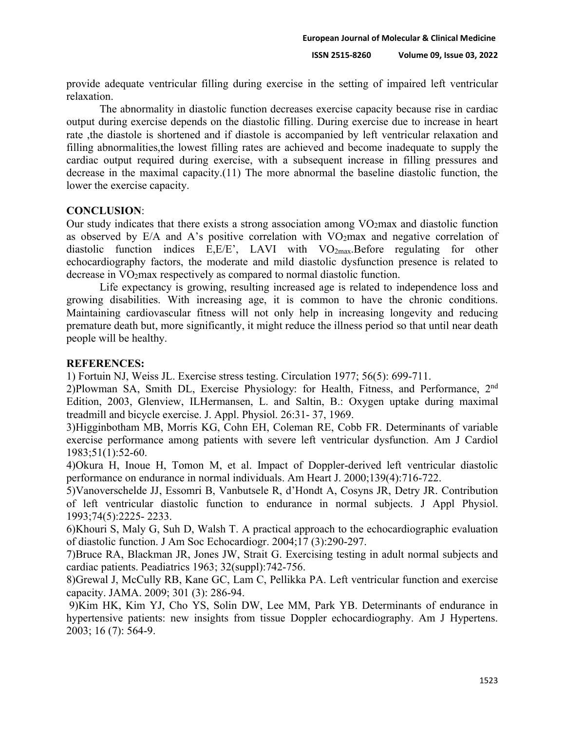provide adequate ventricular filling during exercise in the setting of impaired left ventricular relaxation.

The abnormality in diastolic function decreases exercise capacity because rise in cardiac output during exercise depends on the diastolic filling. During exercise due to increase in heart rate ,the diastole is shortened and if diastole is accompanied by left ventricular relaxation and filling abnormalities,the lowest filling rates are achieved and become inadequate to supply the cardiac output required during exercise, with a subsequent increase in filling pressures and decrease in the maximal capacity.(11) The more abnormal the baseline diastolic function, the lower the exercise capacity.

**CONCLUSION**:

Our study indicates that there exists a strong association among $VO_2$max and diastolic function as observed by E/A and A's positive correlation with $VO_2$max and negative correlation of diastolic function indices E,E/E', LAVI with $VO_{2max}$.Before regulating for other echocardiography factors, the moderate and mild diastolic dysfunction presence is related to decrease in $VO_2$max respectively as compared to normal diastolic function.

Life expectancy is growing, resulting increased age is related to independence loss and growing disabilities. With increasing age, it is common to have the chronic conditions. Maintaining cardiovascular fitness will not only help in increasing longevity and reducing premature death but, more significantly, it might reduce the illness period so that until near death people will be healthy.

**REFERENCES:**

1) Fortuin NJ, Weiss JL. Exercise stress testing. Circulation 1977; 56(5): 699-711.

2)Plowman SA, Smith DL, Exercise Physiology: for Health, Fitness, and Performance, 2nd Edition, 2003, Glenview, ILHermansen, L. and Saltin, B.: Oxygen uptake during maximal treadmill and bicycle exercise. J. Appl. Physiol. 26:31- 37, 1969.

3)Higginbotham MB, Morris KG, Cohn EH, Coleman RE, Cobb FR. Determinants of variable exercise performance among patients with severe left ventricular dysfunction. Am J Cardiol 1983;51(1):52-60.

4)Okura H, Inoue H, Tomon M, et al. Impact of Doppler-derived left ventricular diastolic performance on endurance in normal individuals. Am Heart J. 2000;139(4):716-722.

5)Vanoverschelde JJ, Essomri B, Vanbutsele R, d'Hondt A, Cosyns JR, Detry JR. Contribution of left ventricular diastolic function to endurance in normal subjects. J Appl Physiol. 1993;74(5):2225- 2233.

6)Khouri S, Maly G, Suh D, Walsh T. A practical approach to the echocardiographic evaluation of diastolic function. J Am Soc Echocardiogr. 2004;17 (3):290-297.

7)Bruce RA, Blackman JR, Jones JW, Strait G. Exercising testing in adult normal subjects and cardiac patients. Peadiatrics 1963; 32(suppl):742-756.

8)Grewal J, McCully RB, Kane GC, Lam C, Pellikka PA. Left ventricular function and exercise capacity. JAMA. 2009; 301 (3): 286-94.

9)Kim HK, Kim YJ, Cho YS, Solin DW, Lee MM, Park YB. Determinants of endurance in hypertensive patients: new insights from tissue Doppler echocardiography. Am J Hypertens. 2003; 16 (7): 564-9.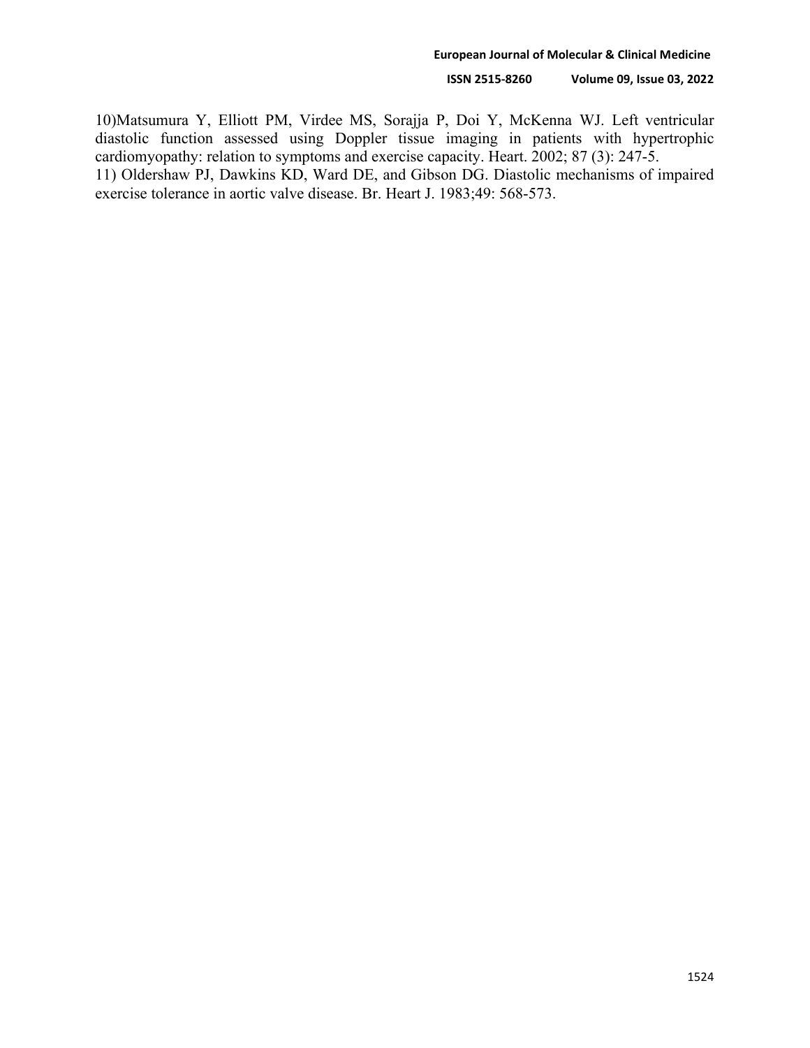10)Matsumura Y, Elliott PM, Virdee MS, Sorajja P, Doi Y, McKenna WJ. Left ventricular diastolic function assessed using Doppler tissue imaging in patients with hypertrophic cardiomyopathy: relation to symptoms and exercise capacity. Heart. 2002; 87 (3): 247-5.

11) Oldershaw PJ, Dawkins KD, Ward DE, and Gibson DG. Diastolic mechanisms of impaired exercise tolerance in aortic valve disease. Br. Heart J. 1983;49: 568-573.